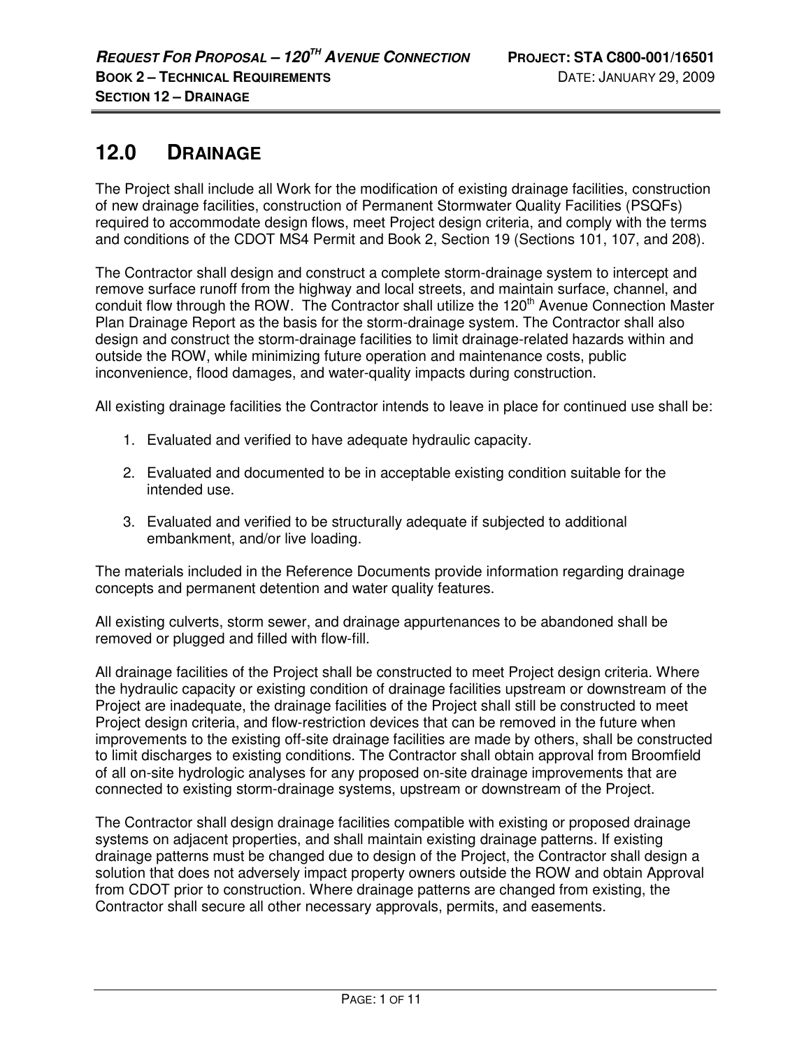# 12.0 DRAINAGE

The Project shall include all Work for the modification of existing drainage facilities, construction of new drainage facilities, construction of Permanent Stormwater Quality Facilities (PSQFs) required to accommodate design flows, meet Project design criteria, and comply with the terms and conditions of the CDOT MS4 Permit and Book 2, Section 19 (Sections 101, 107, and 208).

The Contractor shall design and construct a complete storm-drainage system to intercept and remove surface runoff from the highway and local streets, and maintain surface, channel, and conduit flow through the ROW. The Contractor shall utilize the 120th Avenue Connection Master Plan Drainage Report as the basis for the storm-drainage system. The Contractor shall also design and construct the storm-drainage facilities to limit drainage-related hazards within and outside the ROW, while minimizing future operation and maintenance costs, public inconvenience, flood damages, and water-quality impacts during construction.

All existing drainage facilities the Contractor intends to leave in place for continued use shall be:

1. Evaluated and verified to have adequate hydraulic capacity.
2. Evaluated and documented to be in acceptable existing condition suitable for the intended use.
3. Evaluated and verified to be structurally adequate if subjected to additional embankment, and/or live loading.

The materials included in the Reference Documents provide information regarding drainage concepts and permanent detention and water quality features.

All existing culverts, storm sewer, and drainage appurtenances to be abandoned shall be removed or plugged and filled with flow-fill.

All drainage facilities of the Project shall be constructed to meet Project design criteria. Where the hydraulic capacity or existing condition of drainage facilities upstream or downstream of the Project are inadequate, the drainage facilities of the Project shall still be constructed to meet Project design criteria, and flow-restriction devices that can be removed in the future when improvements to the existing off-site drainage facilities are made by others, shall be constructed to limit discharges to existing conditions. The Contractor shall obtain approval from Broomfield of all on-site hydrologic analyses for any proposed on-site drainage improvements that are connected to existing storm-drainage systems, upstream or downstream of the Project.

The Contractor shall design drainage facilities compatible with existing or proposed drainage systems on adjacent properties, and shall maintain existing drainage patterns. If existing drainage patterns must be changed due to design of the Project, the Contractor shall design a solution that does not adversely impact property owners outside the ROW and obtain Approval from CDOT prior to construction. Where drainage patterns are changed from existing, the Contractor shall secure all other necessary approvals, permits, and easements.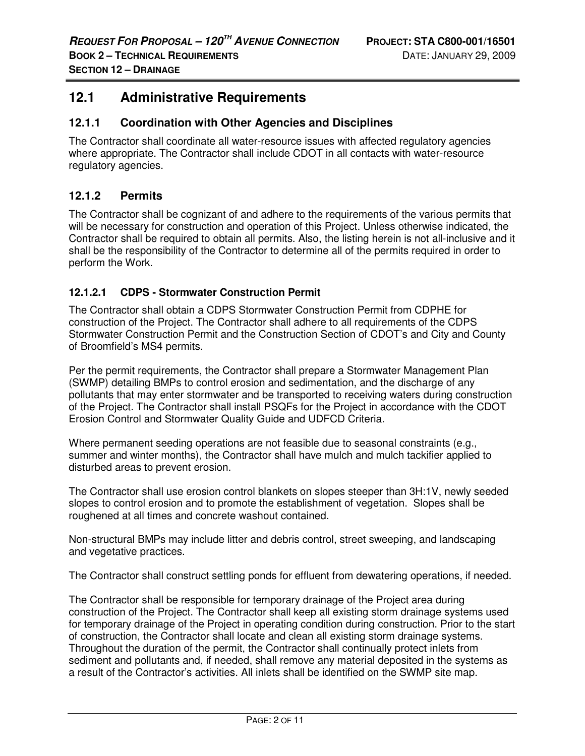## 12.1 Administrative Requirements

### 12.1.1 Coordination with Other Agencies and Disciplines

The Contractor shall coordinate all water-resource issues with affected regulatory agencies where appropriate. The Contractor shall include CDOT in all contacts with water-resource regulatory agencies.

### 12.1.2 Permits

The Contractor shall be cognizant of and adhere to the requirements of the various permits that will be necessary for construction and operation of this Project. Unless otherwise indicated, the Contractor shall be required to obtain all permits. Also, the listing herein is not all-inclusive and it shall be the responsibility of the Contractor to determine all of the permits required in order to perform the Work.

#### 12.1.2.1 CDPS - Stormwater Construction Permit

The Contractor shall obtain a CDPS Stormwater Construction Permit from CDPHE for construction of the Project. The Contractor shall adhere to all requirements of the CDPS Stormwater Construction Permit and the Construction Section of CDOT's and City and County of Broomfield's MS4 permits.

Per the permit requirements, the Contractor shall prepare a Stormwater Management Plan (SWMP) detailing BMPs to control erosion and sedimentation, and the discharge of any pollutants that may enter stormwater and be transported to receiving waters during construction of the Project. The Contractor shall install PSQFs for the Project in accordance with the CDOT Erosion Control and Stormwater Quality Guide and UDFCD Criteria.

Where permanent seeding operations are not feasible due to seasonal constraints (e.g., summer and winter months), the Contractor shall have mulch and mulch tackifier applied to disturbed areas to prevent erosion.

The Contractor shall use erosion control blankets on slopes steeper than 3H:1V, newly seeded slopes to control erosion and to promote the establishment of vegetation. Slopes shall be roughened at all times and concrete washout contained.

Non-structural BMPs may include litter and debris control, street sweeping, and landscaping and vegetative practices.

The Contractor shall construct settling ponds for effluent from dewatering operations, if needed.

The Contractor shall be responsible for temporary drainage of the Project area during construction of the Project. The Contractor shall keep all existing storm drainage systems used for temporary drainage of the Project in operating condition during construction. Prior to the start of construction, the Contractor shall locate and clean all existing storm drainage systems. Throughout the duration of the permit, the Contractor shall continually protect inlets from sediment and pollutants and, if needed, shall remove any material deposited in the systems as a result of the Contractor's activities. All inlets shall be identified on the SWMP site map.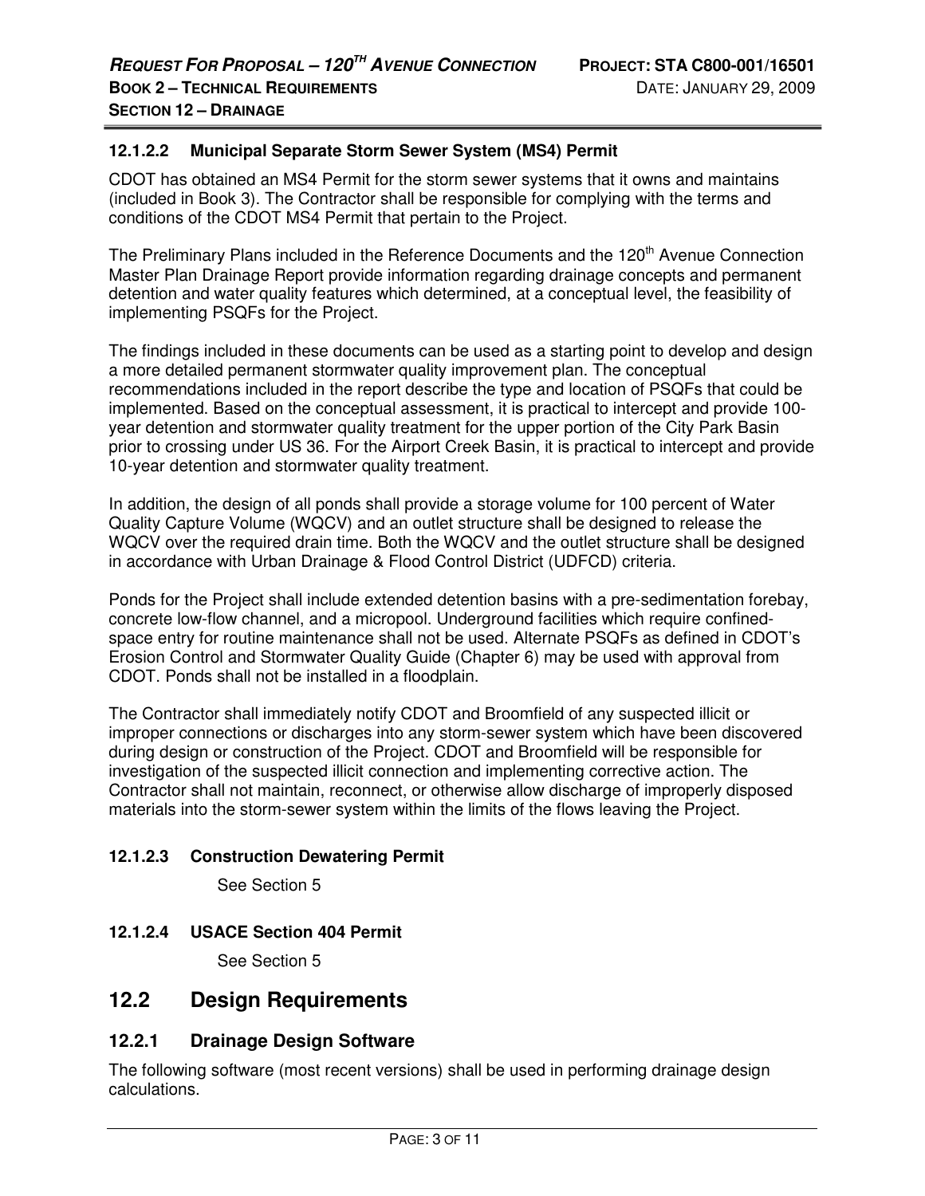#### 12.1.2.2 Municipal Separate Storm Sewer System (MS4) Permit

CDOT has obtained an MS4 Permit for the storm sewer systems that it owns and maintains (included in Book 3). The Contractor shall be responsible for complying with the terms and conditions of the CDOT MS4 Permit that pertain to the Project.

The Preliminary Plans included in the Reference Documents and the 120th Avenue Connection Master Plan Drainage Report provide information regarding drainage concepts and permanent detention and water quality features which determined, at a conceptual level, the feasibility of implementing PSQFs for the Project.

The findings included in these documents can be used as a starting point to develop and design a more detailed permanent stormwater quality improvement plan. The conceptual recommendations included in the report describe the type and location of PSQFs that could be implemented. Based on the conceptual assessment, it is practical to intercept and provide 100-year detention and stormwater quality treatment for the upper portion of the City Park Basin prior to crossing under US 36. For the Airport Creek Basin, it is practical to intercept and provide 10-year detention and stormwater quality treatment.

In addition, the design of all ponds shall provide a storage volume for 100 percent of Water Quality Capture Volume (WQCV) and an outlet structure shall be designed to release the WQCV over the required drain time. Both the WQCV and the outlet structure shall be designed in accordance with Urban Drainage & Flood Control District (UDFCD) criteria.

Ponds for the Project shall include extended detention basins with a pre-sedimentation forebay, concrete low-flow channel, and a micropool. Underground facilities which require confined-space entry for routine maintenance shall not be used. Alternate PSQFs as defined in CDOT's Erosion Control and Stormwater Quality Guide (Chapter 6) may be used with approval from CDOT. Ponds shall not be installed in a floodplain.

The Contractor shall immediately notify CDOT and Broomfield of any suspected illicit or improper connections or discharges into any storm-sewer system which have been discovered during design or construction of the Project. CDOT and Broomfield will be responsible for investigation of the suspected illicit connection and implementing corrective action. The Contractor shall not maintain, reconnect, or otherwise allow discharge of improperly disposed materials into the storm-sewer system within the limits of the flows leaving the Project.

#### 12.1.2.3 Construction Dewatering Permit

See Section 5

#### 12.1.2.4 USACE Section 404 Permit

See Section 5

## 12.2 Design Requirements

### 12.2.1 Drainage Design Software

The following software (most recent versions) shall be used in performing drainage design calculations.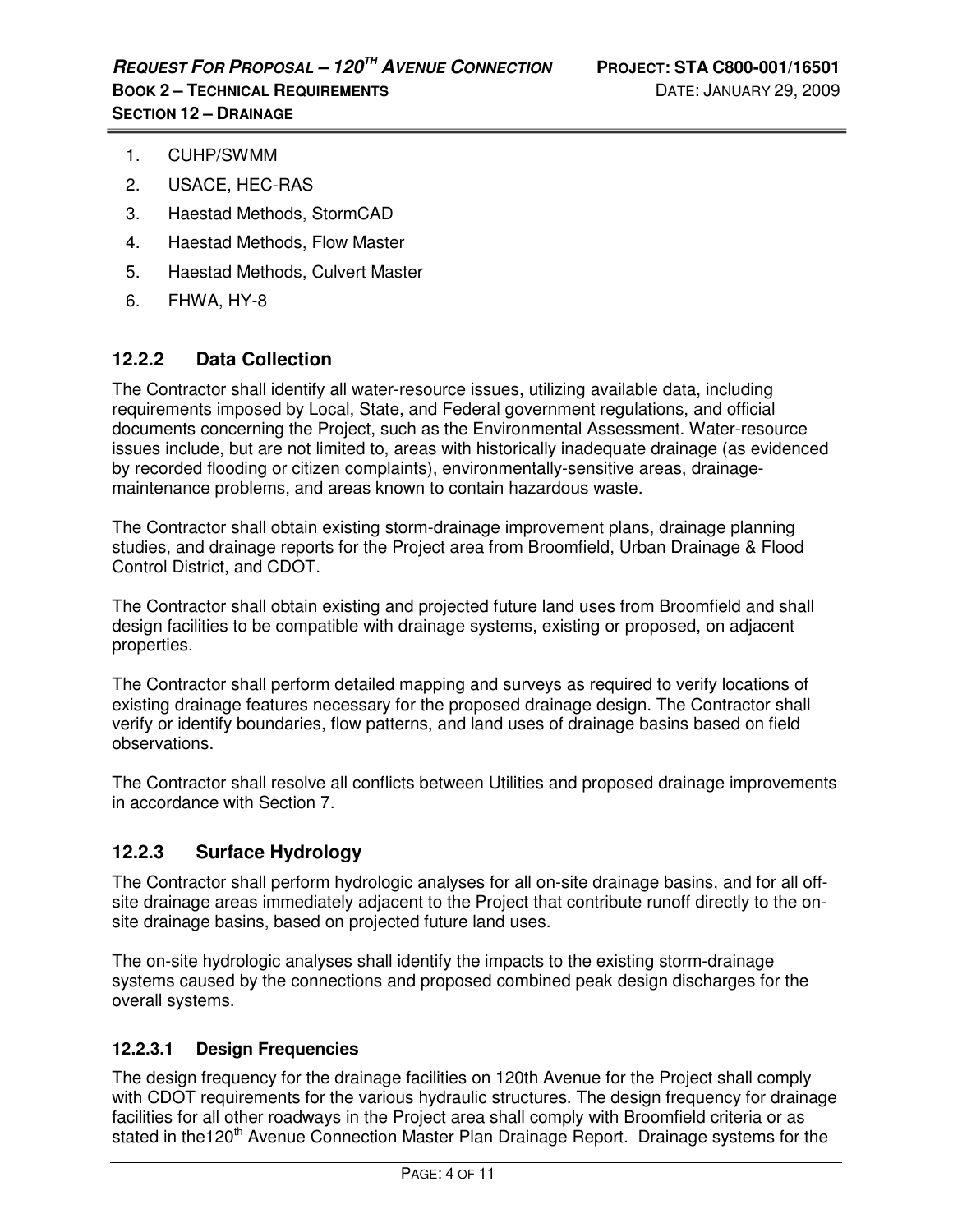1. CUHP/SWMM
2. USACE, HEC-RAS
3. Haestad Methods, StormCAD
4. Haestad Methods, Flow Master
5. Haestad Methods, Culvert Master
6. FHWA, HY-8

### 12.2.2 Data Collection

The Contractor shall identify all water-resource issues, utilizing available data, including requirements imposed by Local, State, and Federal government regulations, and official documents concerning the Project, such as the Environmental Assessment. Water-resource issues include, but are not limited to, areas with historically inadequate drainage (as evidenced by recorded flooding or citizen complaints), environmentally-sensitive areas, drainage-maintenance problems, and areas known to contain hazardous waste.

The Contractor shall obtain existing storm-drainage improvement plans, drainage planning studies, and drainage reports for the Project area from Broomfield, Urban Drainage & Flood Control District, and CDOT.

The Contractor shall obtain existing and projected future land uses from Broomfield and shall design facilities to be compatible with drainage systems, existing or proposed, on adjacent properties.

The Contractor shall perform detailed mapping and surveys as required to verify locations of existing drainage features necessary for the proposed drainage design. The Contractor shall verify or identify boundaries, flow patterns, and land uses of drainage basins based on field observations.

The Contractor shall resolve all conflicts between Utilities and proposed drainage improvements in accordance with Section 7.

### 12.2.3 Surface Hydrology

The Contractor shall perform hydrologic analyses for all on-site drainage basins, and for all off-site drainage areas immediately adjacent to the Project that contribute runoff directly to the on-site drainage basins, based on projected future land uses.

The on-site hydrologic analyses shall identify the impacts to the existing storm-drainage systems caused by the connections and proposed combined peak design discharges for the overall systems.

#### 12.2.3.1 Design Frequencies

The design frequency for the drainage facilities on 120th Avenue for the Project shall comply with CDOT requirements for the various hydraulic structures. The design frequency for drainage facilities for all other roadways in the Project area shall comply with Broomfield criteria or as stated in the120th Avenue Connection Master Plan Drainage Report. Drainage systems for the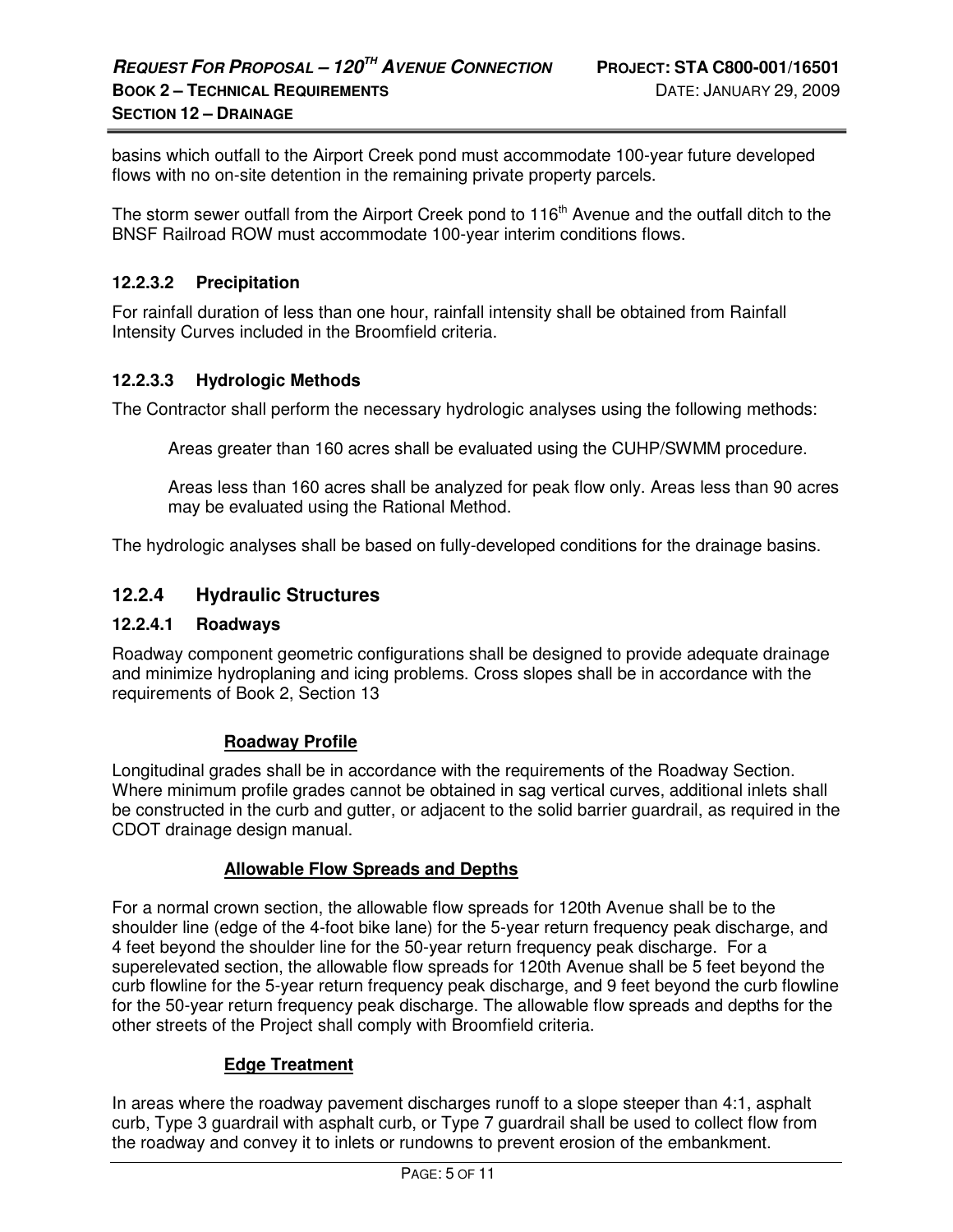basins which outfall to the Airport Creek pond must accommodate 100-year future developed flows with no on-site detention in the remaining private property parcels.

The storm sewer outfall from the Airport Creek pond to 116th Avenue and the outfall ditch to the BNSF Railroad ROW must accommodate 100-year interim conditions flows.

#### 12.2.3.2 Precipitation

For rainfall duration of less than one hour, rainfall intensity shall be obtained from Rainfall Intensity Curves included in the Broomfield criteria.

#### 12.2.3.3 Hydrologic Methods

The Contractor shall perform the necessary hydrologic analyses using the following methods:

Areas greater than 160 acres shall be evaluated using the CUHP/SWMM procedure.

Areas less than 160 acres shall be analyzed for peak flow only. Areas less than 90 acres may be evaluated using the Rational Method.

The hydrologic analyses shall be based on fully-developed conditions for the drainage basins.

### 12.2.4 Hydraulic Structures

#### 12.2.4.1 Roadways

Roadway component geometric configurations shall be designed to provide adequate drainage and minimize hydroplaning and icing problems. Cross slopes shall be in accordance with the requirements of Book 2, Section 13

**Roadway Profile**

Longitudinal grades shall be in accordance with the requirements of the Roadway Section. Where minimum profile grades cannot be obtained in sag vertical curves, additional inlets shall be constructed in the curb and gutter, or adjacent to the solid barrier guardrail, as required in the CDOT drainage design manual.

**Allowable Flow Spreads and Depths**

For a normal crown section, the allowable flow spreads for 120th Avenue shall be to the shoulder line (edge of the 4-foot bike lane) for the 5-year return frequency peak discharge, and 4 feet beyond the shoulder line for the 50-year return frequency peak discharge. For a superelevated section, the allowable flow spreads for 120th Avenue shall be 5 feet beyond the curb flowline for the 5-year return frequency peak discharge, and 9 feet beyond the curb flowline for the 50-year return frequency peak discharge. The allowable flow spreads and depths for the other streets of the Project shall comply with Broomfield criteria.

**Edge Treatment**

In areas where the roadway pavement discharges runoff to a slope steeper than 4:1, asphalt curb, Type 3 guardrail with asphalt curb, or Type 7 guardrail shall be used to collect flow from the roadway and convey it to inlets or rundowns to prevent erosion of the embankment.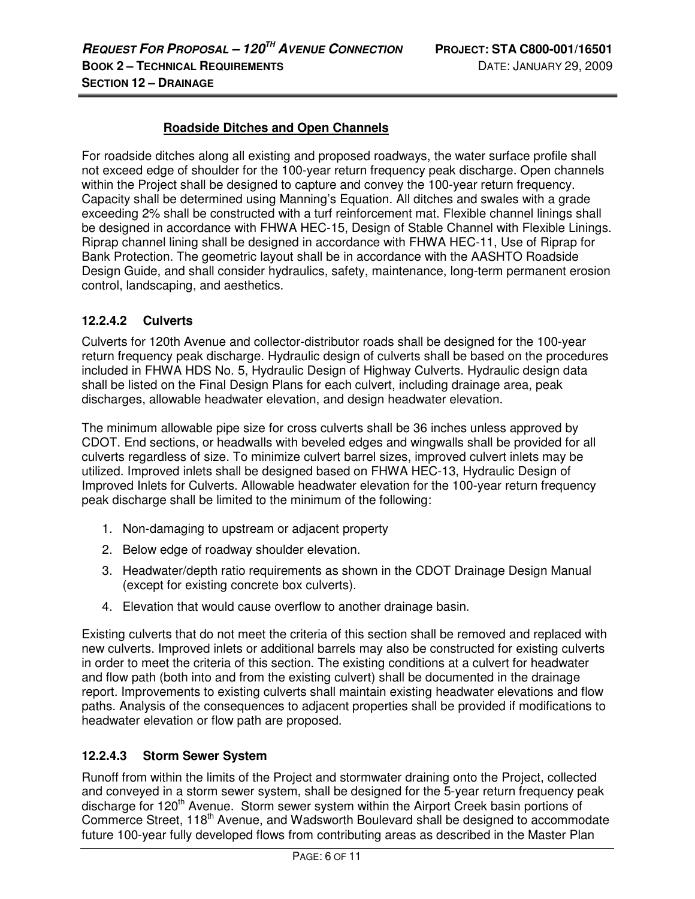#### Roadside Ditches and Open Channels

For roadside ditches along all existing and proposed roadways, the water surface profile shall not exceed edge of shoulder for the 100-year return frequency peak discharge. Open channels within the Project shall be designed to capture and convey the 100-year return frequency. Capacity shall be determined using Manning's Equation. All ditches and swales with a grade exceeding 2% shall be constructed with a turf reinforcement mat. Flexible channel linings shall be designed in accordance with FHWA HEC-15, Design of Stable Channel with Flexible Linings. Riprap channel lining shall be designed in accordance with FHWA HEC-11, Use of Riprap for Bank Protection. The geometric layout shall be in accordance with the AASHTO Roadside Design Guide, and shall consider hydraulics, safety, maintenance, long-term permanent erosion control, landscaping, and aesthetics.

### 12.2.4.2 Culverts

Culverts for 120th Avenue and collector-distributor roads shall be designed for the 100-year return frequency peak discharge. Hydraulic design of culverts shall be based on the procedures included in FHWA HDS No. 5, Hydraulic Design of Highway Culverts. Hydraulic design data shall be listed on the Final Design Plans for each culvert, including drainage area, peak discharges, allowable headwater elevation, and design headwater elevation.

The minimum allowable pipe size for cross culverts shall be 36 inches unless approved by CDOT. End sections, or headwalls with beveled edges and wingwalls shall be provided for all culverts regardless of size. To minimize culvert barrel sizes, improved culvert inlets may be utilized. Improved inlets shall be designed based on FHWA HEC-13, Hydraulic Design of Improved Inlets for Culverts. Allowable headwater elevation for the 100-year return frequency peak discharge shall be limited to the minimum of the following:

1. Non-damaging to upstream or adjacent property
2. Below edge of roadway shoulder elevation.
3. Headwater/depth ratio requirements as shown in the CDOT Drainage Design Manual (except for existing concrete box culverts).
4. Elevation that would cause overflow to another drainage basin.

Existing culverts that do not meet the criteria of this section shall be removed and replaced with new culverts. Improved inlets or additional barrels may also be constructed for existing culverts in order to meet the criteria of this section. The existing conditions at a culvert for headwater and flow path (both into and from the existing culvert) shall be documented in the drainage report. Improvements to existing culverts shall maintain existing headwater elevations and flow paths. Analysis of the consequences to adjacent properties shall be provided if modifications to headwater elevation or flow path are proposed.

### 12.2.4.3 Storm Sewer System

Runoff from within the limits of the Project and stormwater draining onto the Project, collected and conveyed in a storm sewer system, shall be designed for the 5-year return frequency peak discharge for 120th Avenue. Storm sewer system within the Airport Creek basin portions of Commerce Street, 118th Avenue, and Wadsworth Boulevard shall be designed to accommodate future 100-year fully developed flows from contributing areas as described in the Master Plan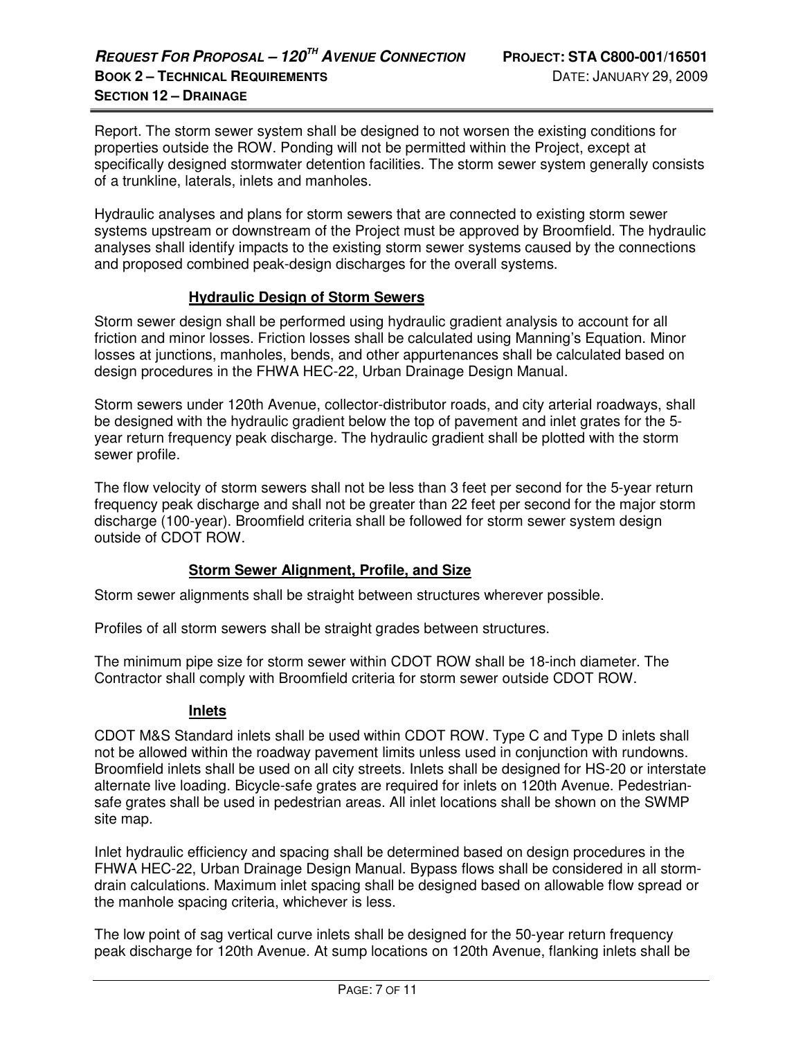Report. The storm sewer system shall be designed to not worsen the existing conditions for properties outside the ROW. Ponding will not be permitted within the Project, except at specifically designed stormwater detention facilities. The storm sewer system generally consists of a trunkline, laterals, inlets and manholes.

Hydraulic analyses and plans for storm sewers that are connected to existing storm sewer systems upstream or downstream of the Project must be approved by Broomfield. The hydraulic analyses shall identify impacts to the existing storm sewer systems caused by the connections and proposed combined peak-design discharges for the overall systems.

#### Hydraulic Design of Storm Sewers

Storm sewer design shall be performed using hydraulic gradient analysis to account for all friction and minor losses. Friction losses shall be calculated using Manning's Equation. Minor losses at junctions, manholes, bends, and other appurtenances shall be calculated based on design procedures in the FHWA HEC-22, Urban Drainage Design Manual.

Storm sewers under 120th Avenue, collector-distributor roads, and city arterial roadways, shall be designed with the hydraulic gradient below the top of pavement and inlet grates for the 5-year return frequency peak discharge. The hydraulic gradient shall be plotted with the storm sewer profile.

The flow velocity of storm sewers shall not be less than 3 feet per second for the 5-year return frequency peak discharge and shall not be greater than 22 feet per second for the major storm discharge (100-year). Broomfield criteria shall be followed for storm sewer system design outside of CDOT ROW.

#### Storm Sewer Alignment, Profile, and Size

Storm sewer alignments shall be straight between structures wherever possible.

Profiles of all storm sewers shall be straight grades between structures.

The minimum pipe size for storm sewer within CDOT ROW shall be 18-inch diameter. The Contractor shall comply with Broomfield criteria for storm sewer outside CDOT ROW.

#### Inlets

CDOT M&S Standard inlets shall be used within CDOT ROW. Type C and Type D inlets shall not be allowed within the roadway pavement limits unless used in conjunction with rundowns. Broomfield inlets shall be used on all city streets. Inlets shall be designed for HS-20 or interstate alternate live loading. Bicycle-safe grates are required for inlets on 120th Avenue. Pedestrian-safe grates shall be used in pedestrian areas. All inlet locations shall be shown on the SWMP site map.

Inlet hydraulic efficiency and spacing shall be determined based on design procedures in the FHWA HEC-22, Urban Drainage Design Manual. Bypass flows shall be considered in all storm-drain calculations. Maximum inlet spacing shall be designed based on allowable flow spread or the manhole spacing criteria, whichever is less.

The low point of sag vertical curve inlets shall be designed for the 50-year return frequency peak discharge for 120th Avenue. At sump locations on 120th Avenue, flanking inlets shall be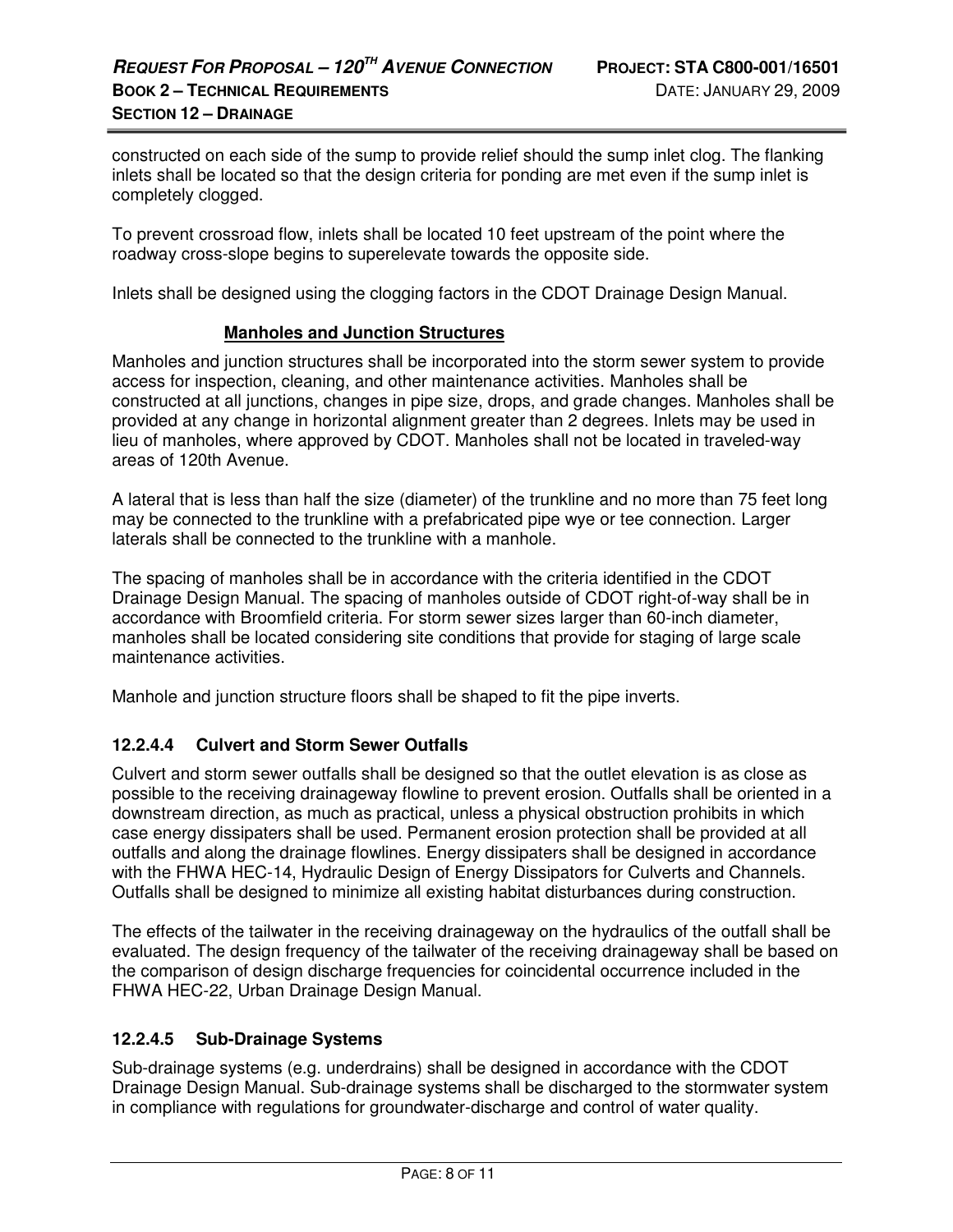constructed on each side of the sump to provide relief should the sump inlet clog. The flanking inlets shall be located so that the design criteria for ponding are met even if the sump inlet is completely clogged.

To prevent crossroad flow, inlets shall be located 10 feet upstream of the point where the roadway cross-slope begins to superelevate towards the opposite side.

Inlets shall be designed using the clogging factors in the CDOT Drainage Design Manual.

**Manholes and Junction Structures**

Manholes and junction structures shall be incorporated into the storm sewer system to provide access for inspection, cleaning, and other maintenance activities. Manholes shall be constructed at all junctions, changes in pipe size, drops, and grade changes. Manholes shall be provided at any change in horizontal alignment greater than 2 degrees. Inlets may be used in lieu of manholes, where approved by CDOT. Manholes shall not be located in traveled-way areas of 120th Avenue.

A lateral that is less than half the size (diameter) of the trunkline and no more than 75 feet long may be connected to the trunkline with a prefabricated pipe wye or tee connection. Larger laterals shall be connected to the trunkline with a manhole.

The spacing of manholes shall be in accordance with the criteria identified in the CDOT Drainage Design Manual. The spacing of manholes outside of CDOT right-of-way shall be in accordance with Broomfield criteria. For storm sewer sizes larger than 60-inch diameter, manholes shall be located considering site conditions that provide for staging of large scale maintenance activities.

Manhole and junction structure floors shall be shaped to fit the pipe inverts.

### 12.2.4.4 Culvert and Storm Sewer Outfalls

Culvert and storm sewer outfalls shall be designed so that the outlet elevation is as close as possible to the receiving drainageway flowline to prevent erosion. Outfalls shall be oriented in a downstream direction, as much as practical, unless a physical obstruction prohibits in which case energy dissipaters shall be used. Permanent erosion protection shall be provided at all outfalls and along the drainage flowlines. Energy dissipaters shall be designed in accordance with the FHWA HEC-14, Hydraulic Design of Energy Dissipators for Culverts and Channels. Outfalls shall be designed to minimize all existing habitat disturbances during construction.

The effects of the tailwater in the receiving drainageway on the hydraulics of the outfall shall be evaluated. The design frequency of the tailwater of the receiving drainageway shall be based on the comparison of design discharge frequencies for coincidental occurrence included in the FHWA HEC-22, Urban Drainage Design Manual.

### 12.2.4.5 Sub-Drainage Systems

Sub-drainage systems (e.g. underdrains) shall be designed in accordance with the CDOT Drainage Design Manual. Sub-drainage systems shall be discharged to the stormwater system in compliance with regulations for groundwater-discharge and control of water quality.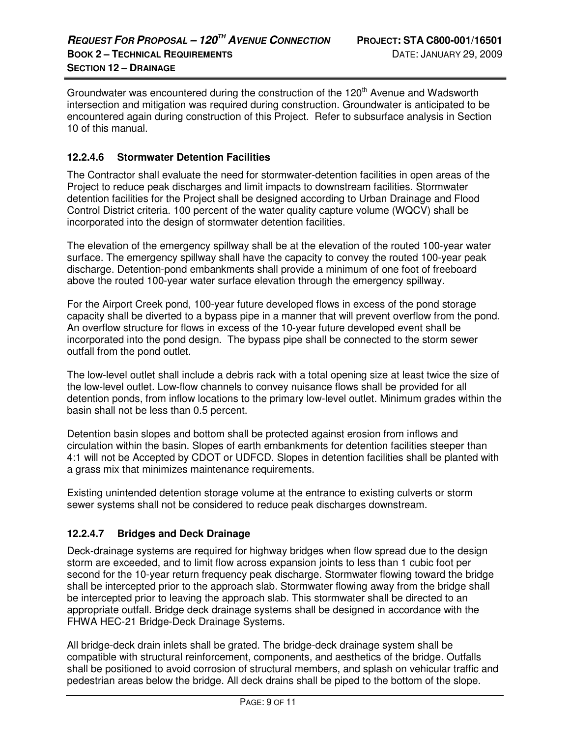Groundwater was encountered during the construction of the 120th Avenue and Wadsworth intersection and mitigation was required during construction. Groundwater is anticipated to be encountered again during construction of this Project. Refer to subsurface analysis in Section 10 of this manual.

#### 12.2.4.6 Stormwater Detention Facilities

The Contractor shall evaluate the need for stormwater-detention facilities in open areas of the Project to reduce peak discharges and limit impacts to downstream facilities. Stormwater detention facilities for the Project shall be designed according to Urban Drainage and Flood Control District criteria. 100 percent of the water quality capture volume (WQCV) shall be incorporated into the design of stormwater detention facilities.

The elevation of the emergency spillway shall be at the elevation of the routed 100-year water surface. The emergency spillway shall have the capacity to convey the routed 100-year peak discharge. Detention-pond embankments shall provide a minimum of one foot of freeboard above the routed 100-year water surface elevation through the emergency spillway.

For the Airport Creek pond, 100-year future developed flows in excess of the pond storage capacity shall be diverted to a bypass pipe in a manner that will prevent overflow from the pond. An overflow structure for flows in excess of the 10-year future developed event shall be incorporated into the pond design. The bypass pipe shall be connected to the storm sewer outfall from the pond outlet.

The low-level outlet shall include a debris rack with a total opening size at least twice the size of the low-level outlet. Low-flow channels to convey nuisance flows shall be provided for all detention ponds, from inflow locations to the primary low-level outlet. Minimum grades within the basin shall not be less than 0.5 percent.

Detention basin slopes and bottom shall be protected against erosion from inflows and circulation within the basin. Slopes of earth embankments for detention facilities steeper than 4:1 will not be Accepted by CDOT or UDFCD. Slopes in detention facilities shall be planted with a grass mix that minimizes maintenance requirements.

Existing unintended detention storage volume at the entrance to existing culverts or storm sewer systems shall not be considered to reduce peak discharges downstream.

#### 12.2.4.7 Bridges and Deck Drainage

Deck-drainage systems are required for highway bridges when flow spread due to the design storm are exceeded, and to limit flow across expansion joints to less than 1 cubic foot per second for the 10-year return frequency peak discharge. Stormwater flowing toward the bridge shall be intercepted prior to the approach slab. Stormwater flowing away from the bridge shall be intercepted prior to leaving the approach slab. This stormwater shall be directed to an appropriate outfall. Bridge deck drainage systems shall be designed in accordance with the FHWA HEC-21 Bridge-Deck Drainage Systems.

All bridge-deck drain inlets shall be grated. The bridge-deck drainage system shall be compatible with structural reinforcement, components, and aesthetics of the bridge. Outfalls shall be positioned to avoid corrosion of structural members, and splash on vehicular traffic and pedestrian areas below the bridge. All deck drains shall be piped to the bottom of the slope.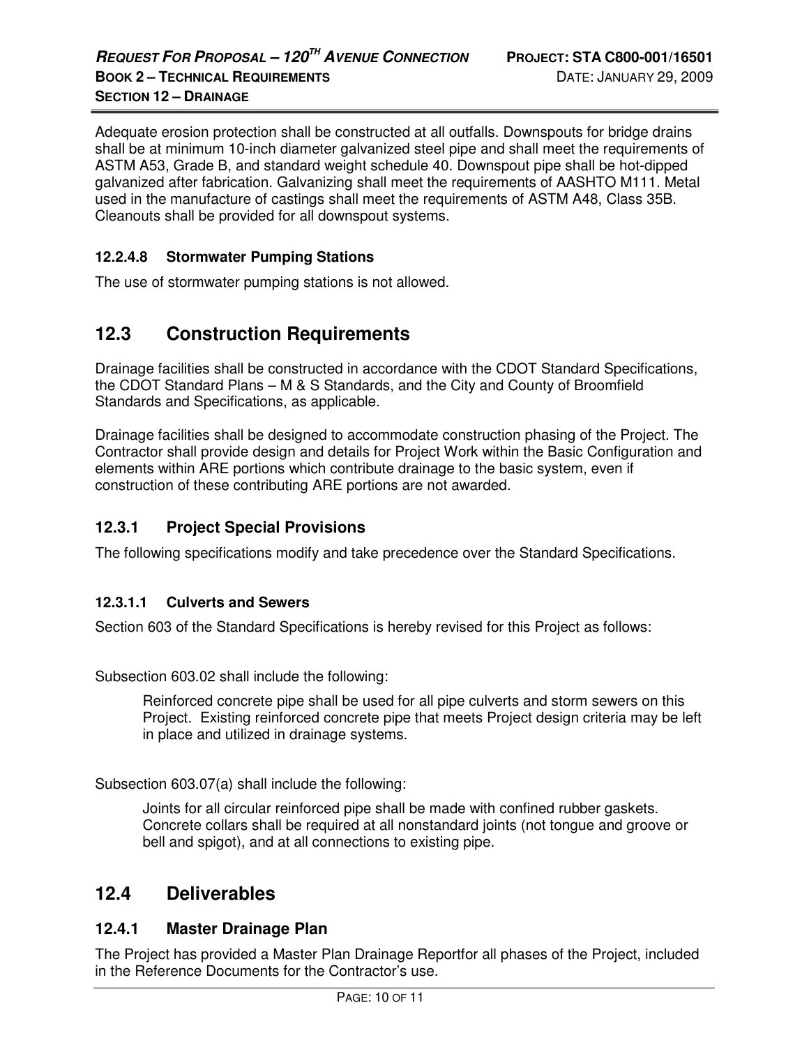Adequate erosion protection shall be constructed at all outfalls. Downspouts for bridge drains shall be at minimum 10-inch diameter galvanized steel pipe and shall meet the requirements of ASTM A53, Grade B, and standard weight schedule 40. Downspout pipe shall be hot-dipped galvanized after fabrication. Galvanizing shall meet the requirements of AASHTO M111. Metal used in the manufacture of castings shall meet the requirements of ASTM A48, Class 35B. Cleanouts shall be provided for all downspout systems.

#### 12.2.4.8 Stormwater Pumping Stations

The use of stormwater pumping stations is not allowed.

## 12.3 Construction Requirements

Drainage facilities shall be constructed in accordance with the CDOT Standard Specifications, the CDOT Standard Plans – M & S Standards, and the City and County of Broomfield Standards and Specifications, as applicable.

Drainage facilities shall be designed to accommodate construction phasing of the Project. The Contractor shall provide design and details for Project Work within the Basic Configuration and elements within ARE portions which contribute drainage to the basic system, even if construction of these contributing ARE portions are not awarded.

### 12.3.1 Project Special Provisions

The following specifications modify and take precedence over the Standard Specifications.

#### 12.3.1.1 Culverts and Sewers

Section 603 of the Standard Specifications is hereby revised for this Project as follows:

Subsection 603.02 shall include the following:

> Reinforced concrete pipe shall be used for all pipe culverts and storm sewers on this Project. Existing reinforced concrete pipe that meets Project design criteria may be left in place and utilized in drainage systems.

Subsection 603.07(a) shall include the following:

> Joints for all circular reinforced pipe shall be made with confined rubber gaskets. Concrete collars shall be required at all nonstandard joints (not tongue and groove or bell and spigot), and at all connections to existing pipe.

## 12.4 Deliverables

### 12.4.1 Master Drainage Plan

The Project has provided a Master Plan Drainage Reportfor all phases of the Project, included in the Reference Documents for the Contractor's use.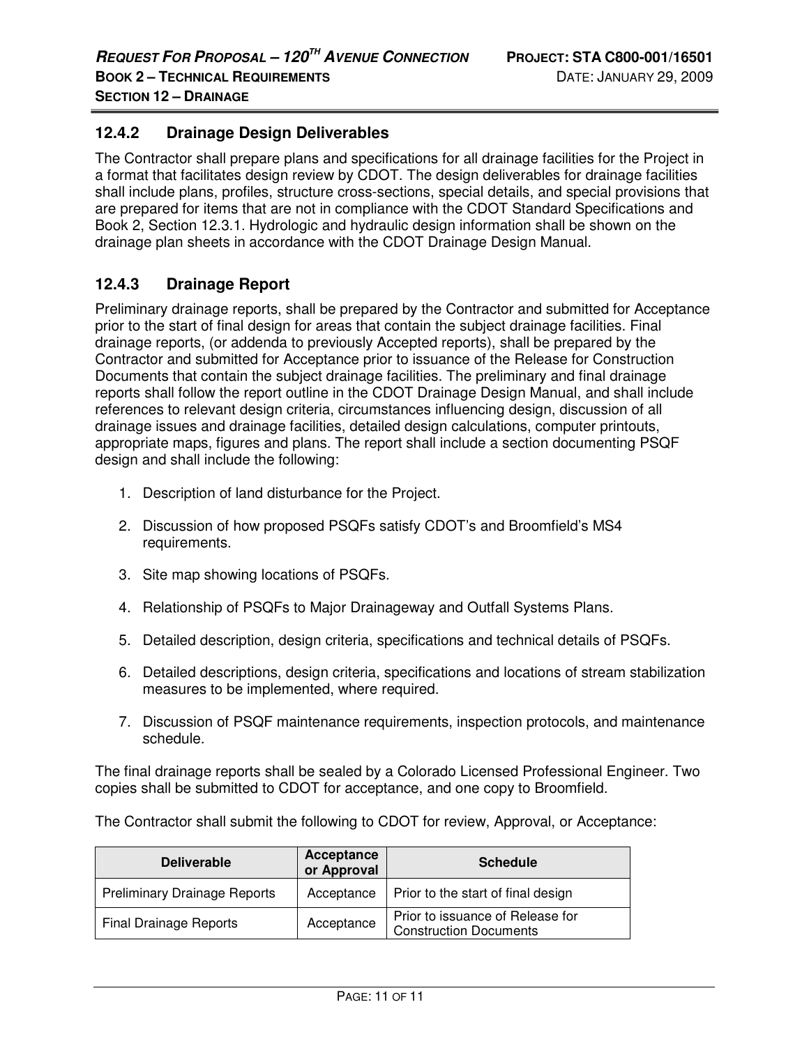### 12.4.2 Drainage Design Deliverables

The Contractor shall prepare plans and specifications for all drainage facilities for the Project in a format that facilitates design review by CDOT. The design deliverables for drainage facilities shall include plans, profiles, structure cross-sections, special details, and special provisions that are prepared for items that are not in compliance with the CDOT Standard Specifications and Book 2, Section 12.3.1. Hydrologic and hydraulic design information shall be shown on the drainage plan sheets in accordance with the CDOT Drainage Design Manual.

### 12.4.3 Drainage Report

Preliminary drainage reports, shall be prepared by the Contractor and submitted for Acceptance prior to the start of final design for areas that contain the subject drainage facilities. Final drainage reports, (or addenda to previously Accepted reports), shall be prepared by the Contractor and submitted for Acceptance prior to issuance of the Release for Construction Documents that contain the subject drainage facilities. The preliminary and final drainage reports shall follow the report outline in the CDOT Drainage Design Manual, and shall include references to relevant design criteria, circumstances influencing design, discussion of all drainage issues and drainage facilities, detailed design calculations, computer printouts, appropriate maps, figures and plans. The report shall include a section documenting PSQF design and shall include the following:

1. Description of land disturbance for the Project.
2. Discussion of how proposed PSQFs satisfy CDOT's and Broomfield's MS4 requirements.
3. Site map showing locations of PSQFs.
4. Relationship of PSQFs to Major Drainageway and Outfall Systems Plans.
5. Detailed description, design criteria, specifications and technical details of PSQFs.
6. Detailed descriptions, design criteria, specifications and locations of stream stabilization measures to be implemented, where required.
7. Discussion of PSQF maintenance requirements, inspection protocols, and maintenance schedule.

The final drainage reports shall be sealed by a Colorado Licensed Professional Engineer. Two copies shall be submitted to CDOT for acceptance, and one copy to Broomfield.

The Contractor shall submit the following to CDOT for review, Approval, or Acceptance:

| Deliverable | Acceptance or Approval | Schedule |
| --- | --- | --- |
| Preliminary Drainage Reports | Acceptance | Prior to the start of final design |
| Final Drainage Reports | Acceptance | Prior to issuance of Release for Construction Documents |